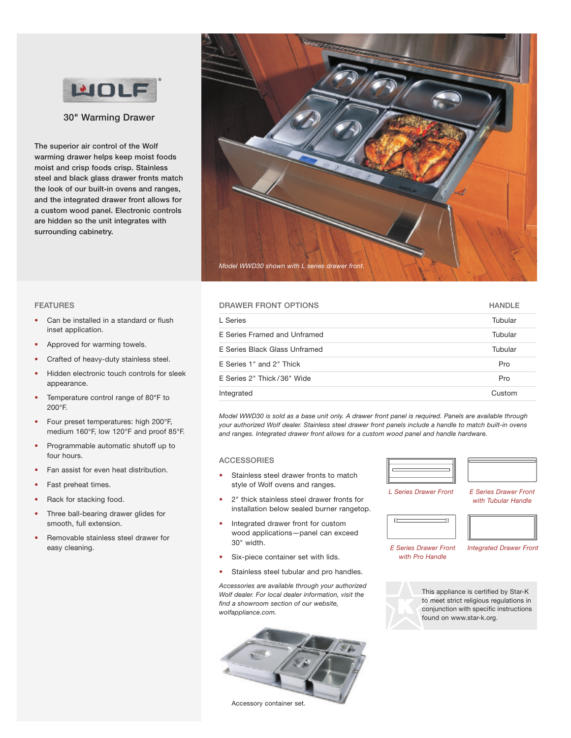# WOLF

## 30" Warming Drawer

The superior air control of the Wolf warming drawer helps keep moist foods moist and crisp foods crisp. Stainless steel and black glass drawer fronts match the look of our built-in ovens and ranges, and the integrated drawer front allows for a custom wood panel. Electronic controls are hidden so the unit integrates with surrounding cabinetry.

*Model WWD30 shown with L series drawer front.*

### FEATURES

- Can be installed in a standard or flush inset application.
- Approved for warming towels.
- Crafted of heavy-duty stainless steel.
- Hidden electronic touch controls for sleek appearance.
- Temperature control range of 80°F to 200°F.
- Four preset temperatures: high 200°F, medium 160°F, low 120°F and proof 85°F.
- Programmable automatic shutoff up to four hours.
- Fan assist for even heat distribution.
- Fast preheat times.
- Rack for stacking food.
- Three ball-bearing drawer glides for smooth, full extension.
- Removable stainless steel drawer for easy cleaning.

| DRAWER FRONT OPTIONS | HANDLE |
|---|---|
| L Series | Tubular |
| E Series Framed and Unframed | Tubular |
| E Series Black Glass Unframed | Tubular |
| E Series 1" and 2" Thick | Pro |
| E Series 2" Thick / 36" Wide | Pro |
| Integrated | Custom |

*Model WWD30 is sold as a base unit only. A drawer front panel is required. Panels are available through your authorized Wolf dealer. Stainless steel drawer front panels include a handle to match built-in ovens and ranges. Integrated drawer front allows for a custom wood panel and handle hardware.*

### ACCESSORIES

- Stainless steel drawer fronts to match style of Wolf ovens and ranges.
- 2" thick stainless steel drawer fronts for installation below sealed burner rangetop.
- Integrated drawer front for custom wood applications—panel can exceed 30" width.
- Six-piece container set with lids.
- Stainless steel tubular and pro handles.

*Accessories are available through your authorized Wolf dealer. For local dealer information, visit the find a showroom section of our website, wolfappliance.com.*

*L Series Drawer Front*

*E Series Drawer Front with Tubular Handle*

*E Series Drawer Front with Pro Handle*

*Integrated Drawer Front*

Accessory container set.

This appliance is certified by Star-K to meet strict religious regulations in conjunction with specific instructions found on www.star-k.org.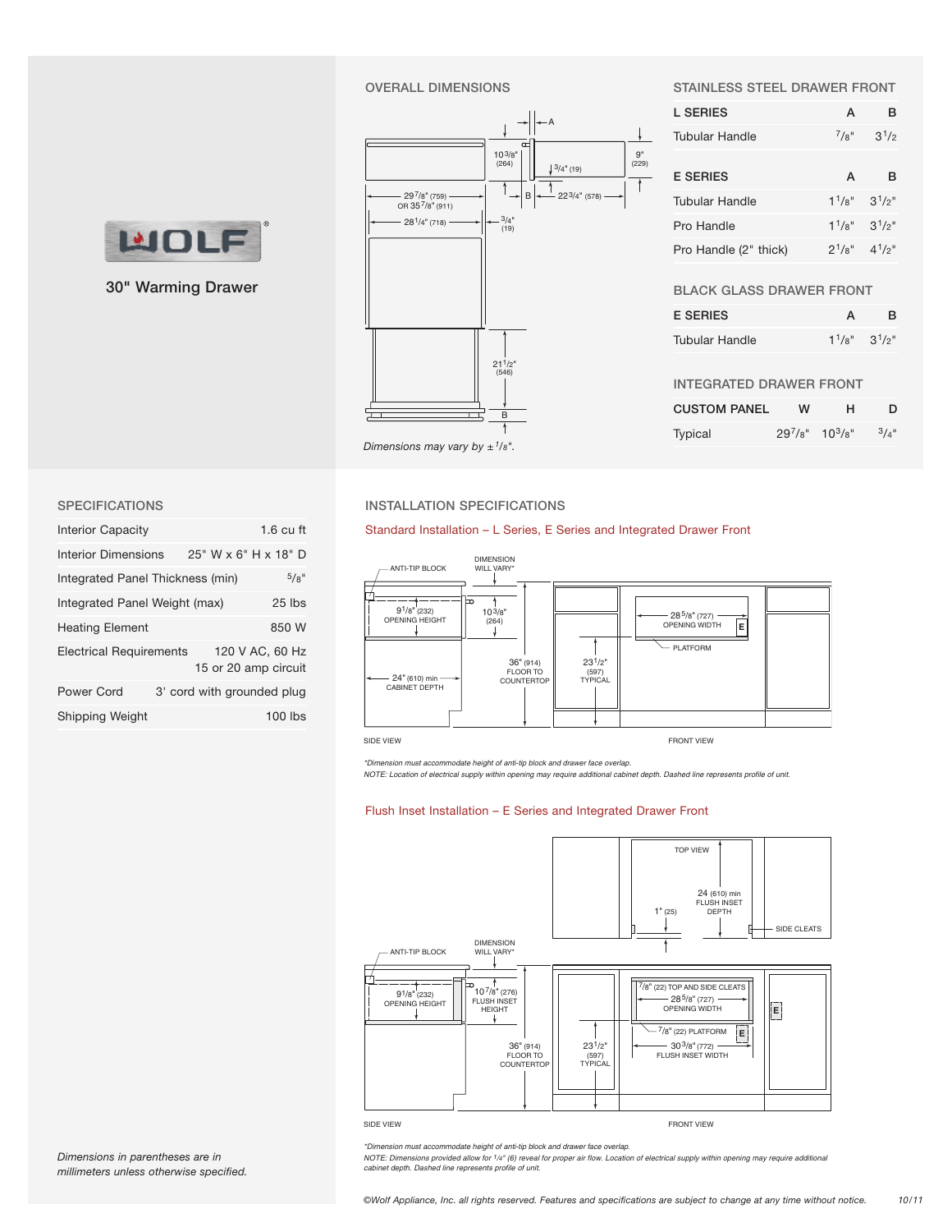# 30" Warming Drawer

## OVERALL DIMENSIONS

A

10 3/8" (264)

3/4" (19)

9" (229)

29 7/8" (759) OR 35 7/8" (911)

B

22 3/4" (578)

28 1/4" (718)

3/4" (19)

21 1/2" (546)

B

*Dimensions may vary by ± 1/8".*

## STAINLESS STEEL DRAWER FRONT

| L SERIES | A | B |
|---|---|---|
| Tubular Handle | 7/8" | 3 1/2 |

| E SERIES | A | B |
|---|---|---|
| Tubular Handle | 1 1/8" | 3 1/2" |
| Pro Handle | 1 1/8" | 3 1/2" |
| Pro Handle (2" thick) | 2 1/8" | 4 1/2" |

## BLACK GLASS DRAWER FRONT

| E SERIES | A | B |
|---|---|---|
| Tubular Handle | 1 1/8" | 3 1/2" |

## INTEGRATED DRAWER FRONT

| CUSTOM PANEL | W | H | D |
|---|---|---|---|
| Typical | 29 7/8" | 10 3/8" | 3/4" |

## SPECIFICATIONS

| | |
|---|---|
| Interior Capacity | 1.6 cu ft |
| Interior Dimensions | 25" W x 6" H x 18" D |
| Integrated Panel Thickness (min) | 5/8" |
| Integrated Panel Weight (max) | 25 lbs |
| Heating Element | 850 W |
| Electrical Requirements | 120 V AC, 60 Hz<br>15 or 20 amp circuit |
| Power Cord | 3' cord with grounded plug |
| Shipping Weight | 100 lbs |

*Dimensions in parentheses are in millimeters unless otherwise specified.*

## INSTALLATION SPECIFICATIONS

### Standard Installation – L Series, E Series and Integrated Drawer Front

ANTI-TIP BLOCK

DIMENSION WILL VARY*

9 1/8" (232) OPENING HEIGHT

10 3/8" (264)

24" (610) min CABINET DEPTH

36" (914) FLOOR TO COUNTERTOP

23 1/2" (597) TYPICAL

28 5/8" (727) OPENING WIDTH

E

PLATFORM

SIDE VIEW

FRONT VIEW

*\*Dimension must accommodate height of anti-tip block and drawer face overlap.*

*NOTE: Location of electrical supply within opening may require additional cabinet depth. Dashed line represents profile of unit.*

### Flush Inset Installation – E Series and Integrated Drawer Front

TOP VIEW

24 (610) min FLUSH INSET DEPTH

1" (25)

SIDE CLEATS

ANTI-TIP BLOCK

DIMENSION WILL VARY*

9 1/8" (232) OPENING HEIGHT

10 7/8" (276) FLUSH INSET HEIGHT

36" (914) FLOOR TO COUNTERTOP

23 1/2" (597) TYPICAL

7/8" (22) TOP AND SIDE CLEATS

28 5/8" (727) OPENING WIDTH

E

7/8" (22) PLATFORM

30 3/8" (772) FLUSH INSET WIDTH

SIDE VIEW

FRONT VIEW

*\*Dimension must accommodate height of anti-tip block and drawer face overlap.*

*NOTE: Dimensions provided allow for 1/4" (6) reveal for proper air flow. Location of electrical supply within opening may require additional cabinet depth. Dashed line represents profile of unit.*

*©Wolf Appliance, Inc. all rights reserved. Features and specifications are subject to change at any time without notice.* *10/11*